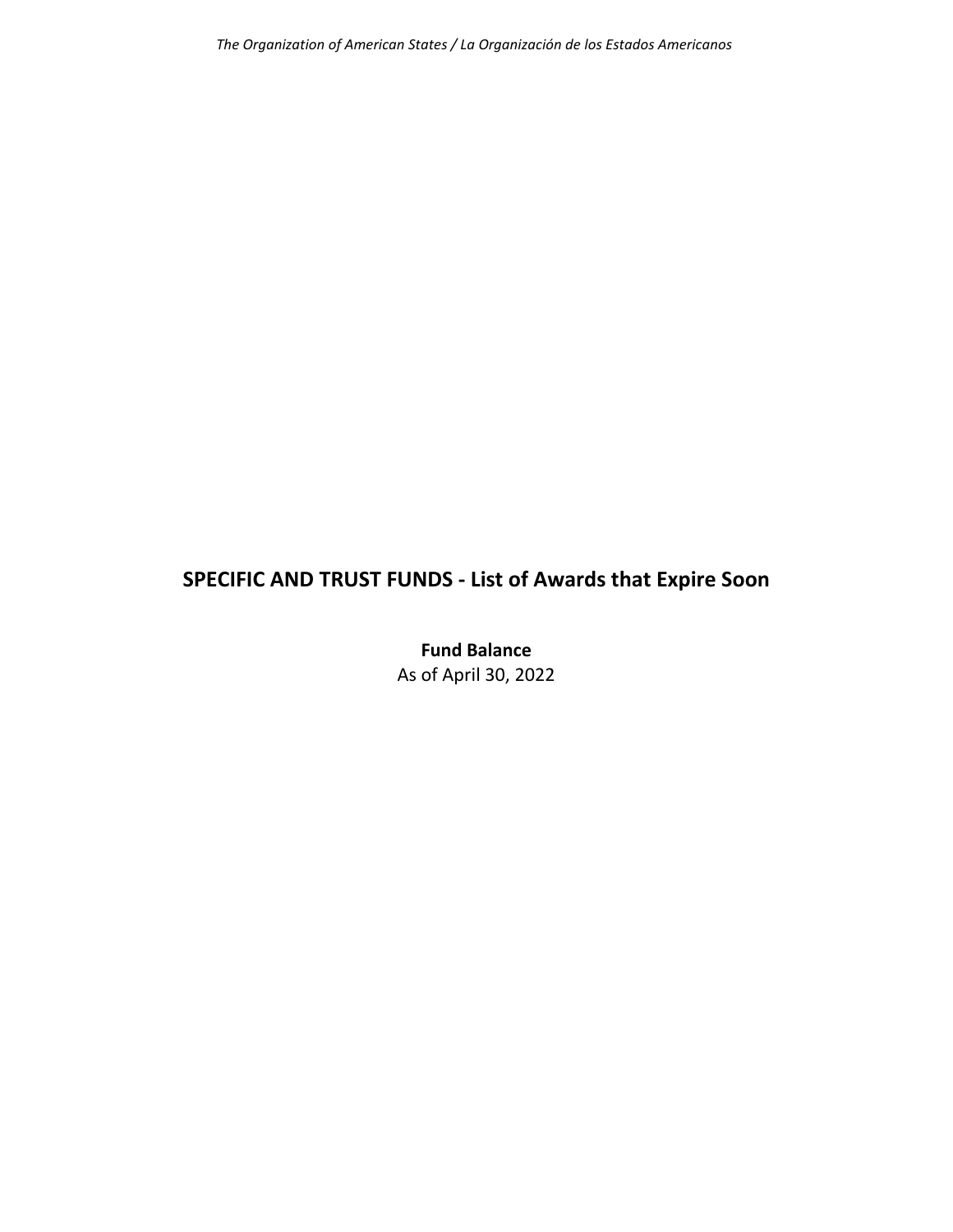*The Organization of American States / La Organización de los Estados Americanos*

# SPECIFIC AND TRUST FUNDS - List of Awards that Expire Soon

**Fund Balance**

As of April 30, 2022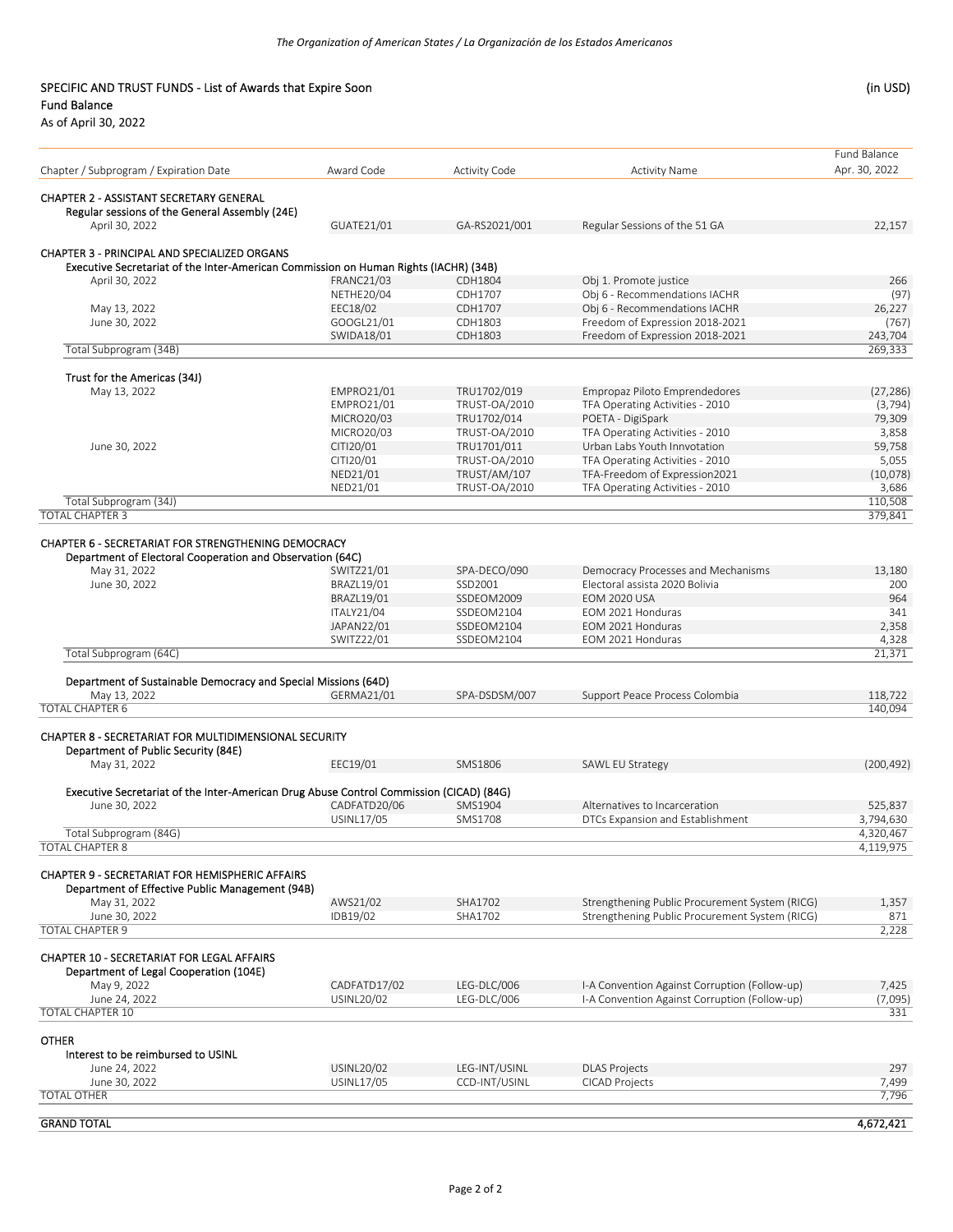*The Organization of American States / La Organización de los Estados Americanos*

SPECIFIC AND TRUST FUNDS - List of Awards that Expire Soon (in USD)

Fund Balance

As of April 30, 2022

| Chapter / Subprogram / Expiration Date | Award Code | Activity Code | Activity Name | Fund Balance Apr. 30, 2022 |
|---|---|---|---|---|
| **CHAPTER 2 - ASSISTANT SECRETARY GENERAL** | | | | |
| Regular sessions of the General Assembly (24E) | | | | |
| April 30, 2022 | GUATE21/01 | GA-RS2021/001 | Regular Sessions of the 51 GA | 22,157 |
| **CHAPTER 3 - PRINCIPAL AND SPECIALIZED ORGANS** | | | | |
| Executive Secretariat of the Inter-American Commission on Human Rights (IACHR) (34B) | | | | |
| April 30, 2022 | FRANC21/03 | CDH1804 | Obj 1. Promote justice | 266 |
| | NETHE20/04 | CDH1707 | Obj 6 - Recommendations IACHR | (97) |
| May 13, 2022 | EEC18/02 | CDH1707 | Obj 6 - Recommendations IACHR | 26,227 |
| June 30, 2022 | GOOGL21/01 | CDH1803 | Freedom of Expression 2018-2021 | (767) |
| | SWIDA18/01 | CDH1803 | Freedom of Expression 2018-2021 | 243,704 |
| Total Subprogram (34B) | | | | 269,333 |
| Trust for the Americas (34J) | | | | |
| May 13, 2022 | EMPRO21/01 | TRU1702/019 | Empropaz Piloto Emprendedores | (27,286) |
| | EMPRO21/01 | TRUST-OA/2010 | TFA Operating Activities - 2010 | (3,794) |
| | MICRO20/03 | TRU1702/014 | POETA - DigiSpark | 79,309 |
| | MICRO20/03 | TRUST-OA/2010 | TFA Operating Activities - 2010 | 3,858 |
| June 30, 2022 | CITI20/01 | TRU1701/011 | Urban Labs Youth Innvotation | 59,758 |
| | CITI20/01 | TRUST-OA/2010 | TFA Operating Activities - 2010 | 5,055 |
| | NED21/01 | TRUST/AM/107 | TFA-Freedom of Expression2021 | (10,078) |
| | NED21/01 | TRUST-OA/2010 | TFA Operating Activities - 2010 | 3,686 |
| Total Subprogram (34J) | | | | 110,508 |
| TOTAL CHAPTER 3 | | | | 379,841 |
| **CHAPTER 6 - SECRETARIAT FOR STRENGTHENING DEMOCRACY** | | | | |
| Department of Electoral Cooperation and Observation (64C) | | | | |
| May 31, 2022 | SWITZ21/01 | SPA-DECO/090 | Democracy Processes and Mechanisms | 13,180 |
| June 30, 2022 | BRAZL19/01 | SSD2001 | Electoral assista 2020 Bolivia | 200 |
| | BRAZL19/01 | SSDEOM2009 | EOM 2020 USA | 964 |
| | ITALY21/04 | SSDEOM2104 | EOM 2021 Honduras | 341 |
| | JAPAN22/01 | SSDEOM2104 | EOM 2021 Honduras | 2,358 |
| | SWITZ22/01 | SSDEOM2104 | EOM 2021 Honduras | 4,328 |
| Total Subprogram (64C) | | | | 21,371 |
| Department of Sustainable Democracy and Special Missions (64D) | | | | |
| May 13, 2022 | GERMA21/01 | SPA-DSDSM/007 | Support Peace Process Colombia | 118,722 |
| TOTAL CHAPTER 6 | | | | 140,094 |
| **CHAPTER 8 - SECRETARIAT FOR MULTIDIMENSIONAL SECURITY** | | | | |
| Department of Public Security (84E) | | | | |
| May 31, 2022 | EEC19/01 | SMS1806 | SAWL EU Strategy | (200,492) |
| Executive Secretariat of the Inter-American Drug Abuse Control Commission (CICAD) (84G) | | | | |
| June 30, 2022 | CADFATD20/06 | SMS1904 | Alternatives to Incarceration | 525,837 |
| | USINL17/05 | SMS1708 | DTCs Expansion and Establishment | 3,794,630 |
| Total Subprogram (84G) | | | | 4,320,467 |
| TOTAL CHAPTER 8 | | | | 4,119,975 |
| **CHAPTER 9 - SECRETARIAT FOR HEMISPHERIC AFFAIRS** | | | | |
| Department of Effective Public Management (94B) | | | | |
| May 31, 2022 | AWS21/02 | SHA1702 | Strengthening Public Procurement System (RICG) | 1,357 |
| June 30, 2022 | IDB19/02 | SHA1702 | Strengthening Public Procurement System (RICG) | 871 |
| TOTAL CHAPTER 9 | | | | 2,228 |
| **CHAPTER 10 - SECRETARIAT FOR LEGAL AFFAIRS** | | | | |
| Department of Legal Cooperation (104E) | | | | |
| May 9, 2022 | CADFATD17/02 | LEG-DLC/006 | I-A Convention Against Corruption (Follow-up) | 7,425 |
| June 24, 2022 | USINL20/02 | LEG-DLC/006 | I-A Convention Against Corruption (Follow-up) | (7,095) |
| TOTAL CHAPTER 10 | | | | 331 |
| **OTHER** | | | | |
| Interest to be reimbursed to USINL | | | | |
| June 24, 2022 | USINL20/02 | LEG-INT/USINL | DLAS Projects | 297 |
| June 30, 2022 | USINL17/05 | CCD-INT/USINL | CICAD Projects | 7,499 |
| TOTAL OTHER | | | | 7,796 |
| **GRAND TOTAL** | | | | **4,672,421** |